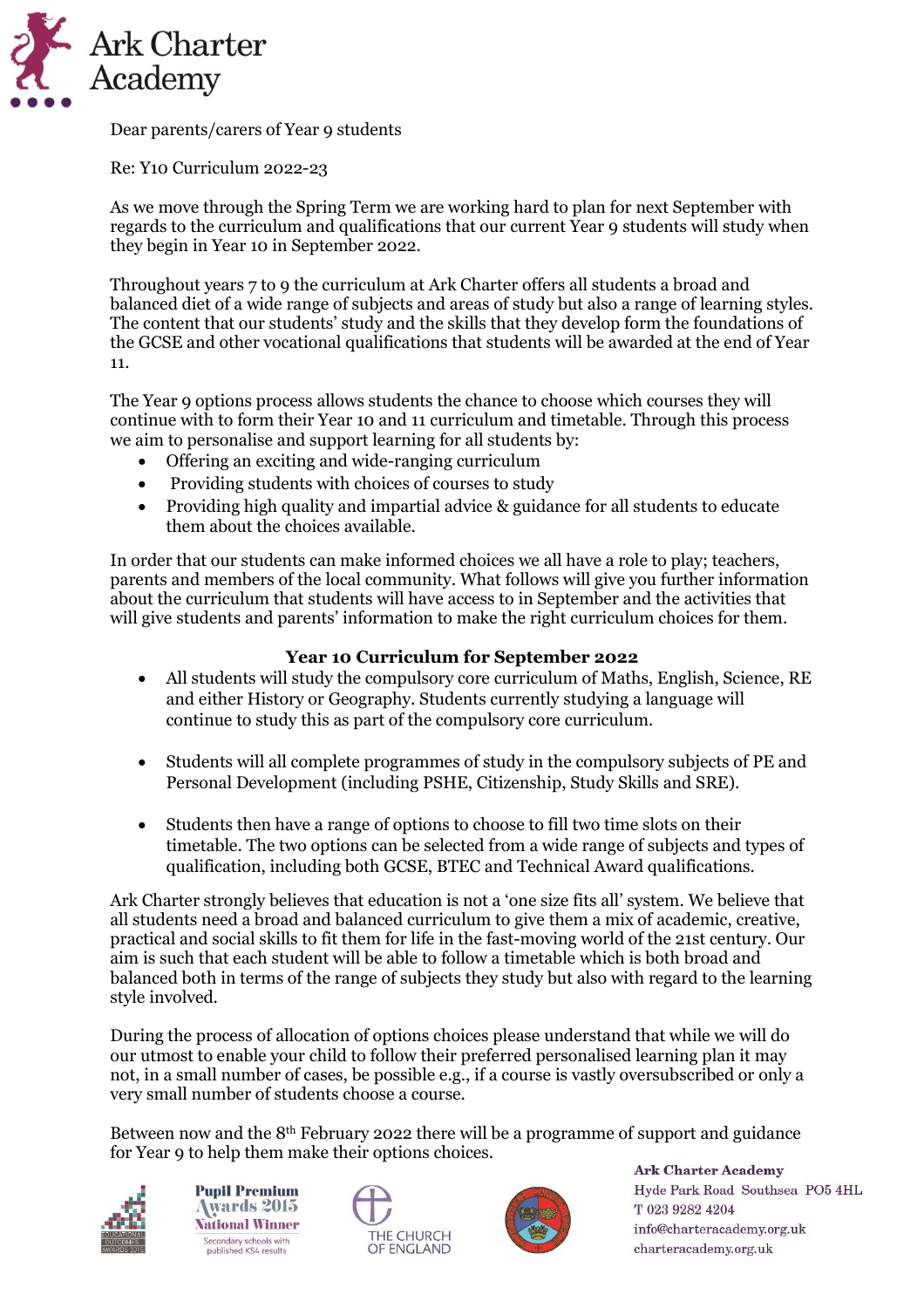Ark Charter Academy

Dear parents/carers of Year 9 students

Re: Y10 Curriculum 2022-23

As we move through the Spring Term we are working hard to plan for next September with regards to the curriculum and qualifications that our current Year 9 students will study when they begin in Year 10 in September 2022.

Throughout years 7 to 9 the curriculum at Ark Charter offers all students a broad and balanced diet of a wide range of subjects and areas of study but also a range of learning styles. The content that our students' study and the skills that they develop form the foundations of the GCSE and other vocational qualifications that students will be awarded at the end of Year 11.

The Year 9 options process allows students the chance to choose which courses they will continue with to form their Year 10 and 11 curriculum and timetable. Through this process we aim to personalise and support learning for all students by:

- Offering an exciting and wide-ranging curriculum
- Providing students with choices of courses to study
- Providing high quality and impartial advice & guidance for all students to educate them about the choices available.

In order that our students can make informed choices we all have a role to play; teachers, parents and members of the local community. What follows will give you further information about the curriculum that students will have access to in September and the activities that will give students and parents' information to make the right curriculum choices for them.

## Year 10 Curriculum for September 2022

- All students will study the compulsory core curriculum of Maths, English, Science, RE and either History or Geography. Students currently studying a language will continue to study this as part of the compulsory core curriculum.

- Students will all complete programmes of study in the compulsory subjects of PE and Personal Development (including PSHE, Citizenship, Study Skills and SRE).

- Students then have a range of options to choose to fill two time slots on their timetable. The two options can be selected from a wide range of subjects and types of qualification, including both GCSE, BTEC and Technical Award qualifications.

Ark Charter strongly believes that education is not a 'one size fits all' system. We believe that all students need a broad and balanced curriculum to give them a mix of academic, creative, practical and social skills to fit them for life in the fast-moving world of the 21st century. Our aim is such that each student will be able to follow a timetable which is both broad and balanced both in terms of the range of subjects they study but also with regard to the learning style involved.

During the process of allocation of options choices please understand that while we will do our utmost to enable your child to follow their preferred personalised learning plan it may not, in a small number of cases, be possible e.g., if a course is vastly oversubscribed or only a very small number of students choose a course.

Between now and the 8th February 2022 there will be a programme of support and guidance for Year 9 to help them make their options choices.

**Ark Charter Academy**
Hyde Park Road Southsea PO5 4HL
T 023 9282 4204
info@charteracademy.org.uk
charteracademy.org.uk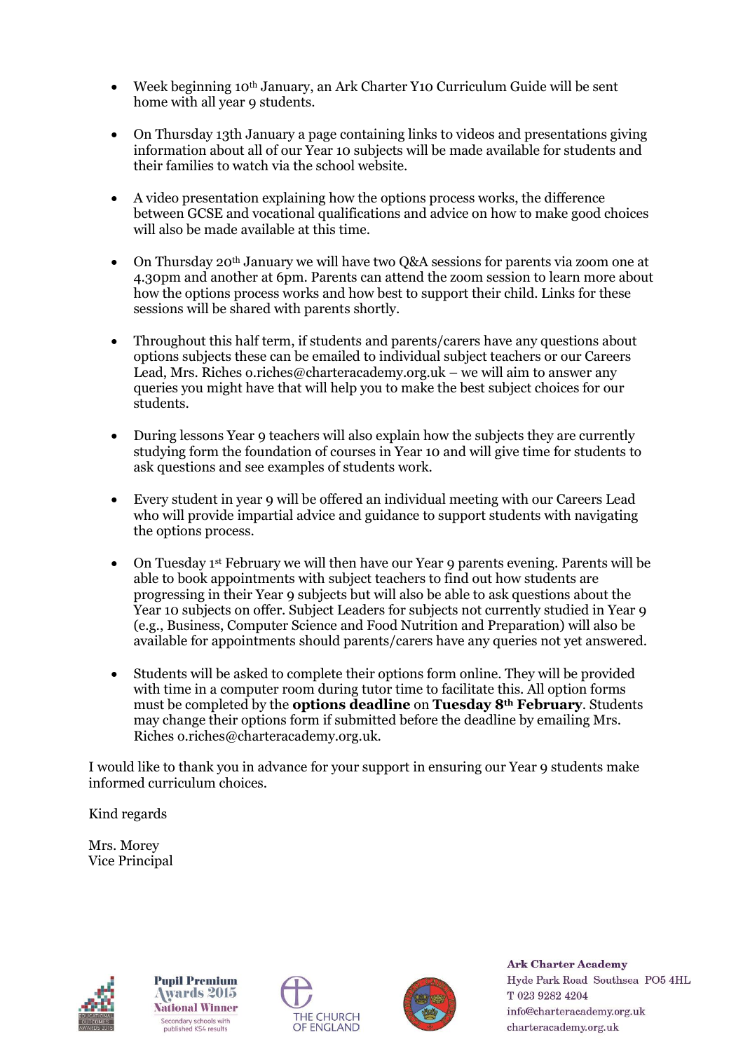- Week beginning 10th January, an Ark Charter Y10 Curriculum Guide will be sent home with all year 9 students.
- On Thursday 13th January a page containing links to videos and presentations giving information about all of our Year 10 subjects will be made available for students and their families to watch via the school website.
- A video presentation explaining how the options process works, the difference between GCSE and vocational qualifications and advice on how to make good choices will also be made available at this time.
- On Thursday 20th January we will have two Q&A sessions for parents via zoom one at 4.30pm and another at 6pm. Parents can attend the zoom session to learn more about how the options process works and how best to support their child. Links for these sessions will be shared with parents shortly.
- Throughout this half term, if students and parents/carers have any questions about options subjects these can be emailed to individual subject teachers or our Careers Lead, Mrs. Riches o.riches@charteracademy.org.uk – we will aim to answer any queries you might have that will help you to make the best subject choices for our students.
- During lessons Year 9 teachers will also explain how the subjects they are currently studying form the foundation of courses in Year 10 and will give time for students to ask questions and see examples of students work.
- Every student in year 9 will be offered an individual meeting with our Careers Lead who will provide impartial advice and guidance to support students with navigating the options process.
- On Tuesday 1st February we will then have our Year 9 parents evening. Parents will be able to book appointments with subject teachers to find out how students are progressing in their Year 9 subjects but will also be able to ask questions about the Year 10 subjects on offer. Subject Leaders for subjects not currently studied in Year 9 (e.g., Business, Computer Science and Food Nutrition and Preparation) will also be available for appointments should parents/carers have any queries not yet answered.
- Students will be asked to complete their options form online. They will be provided with time in a computer room during tutor time to facilitate this. All option forms must be completed by the **options deadline** on **Tuesday 8th February**. Students may change their options form if submitted before the deadline by emailing Mrs. Riches o.riches@charteracademy.org.uk.

I would like to thank you in advance for your support in ensuring our Year 9 students make informed curriculum choices.

Kind regards

Mrs. Morey
Vice Principal

**Ark Charter Academy**
Hyde Park Road Southsea PO5 4HL
T 023 9282 4204
info@charteracademy.org.uk
charteracademy.org.uk